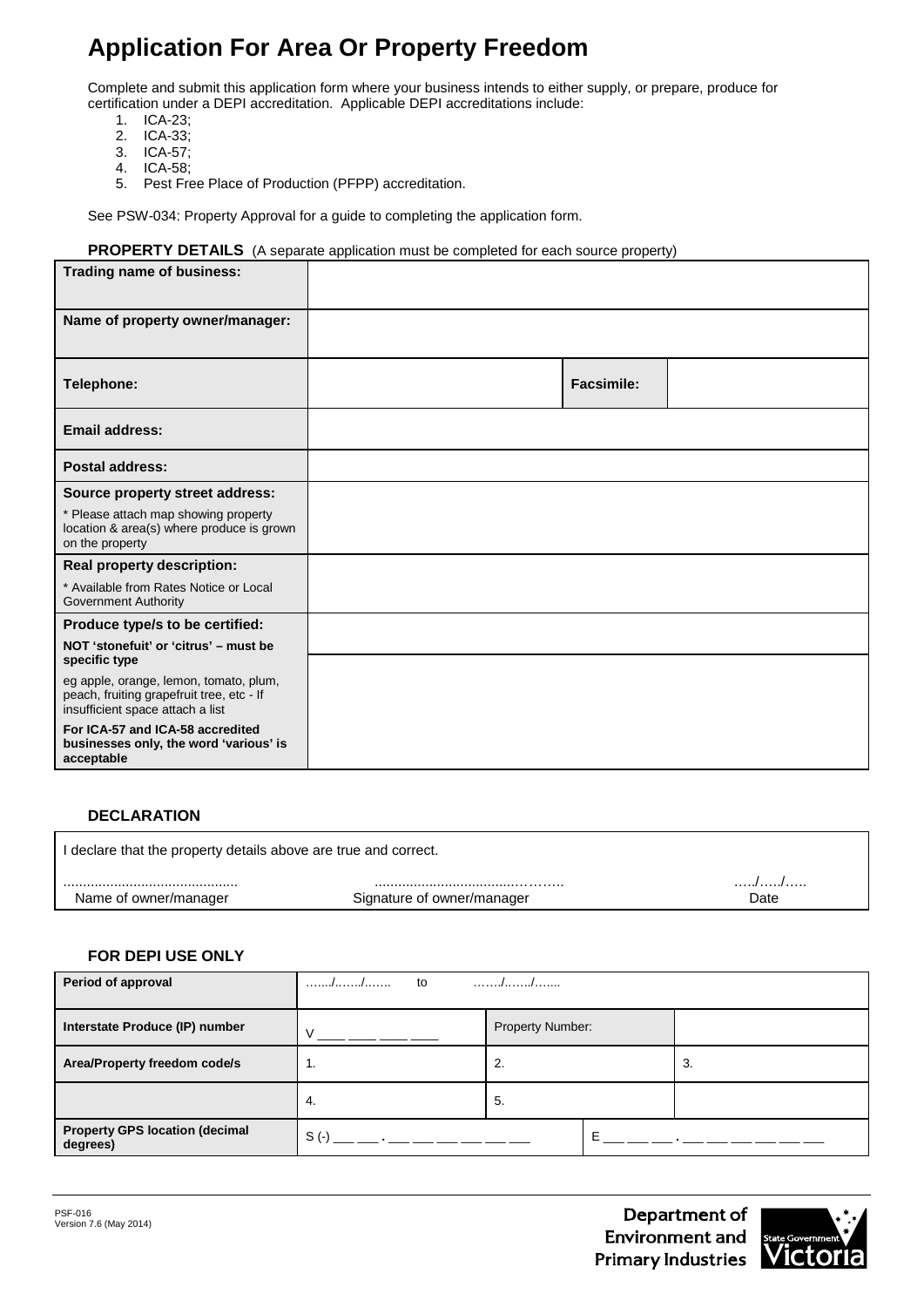# Application For Area Or Property Freedom

Complete and submit this application form where your business intends to either supply, or prepare, produce for certification under a DEPI accreditation. Applicable DEPI accreditations include:

1. ICA-23;
2. ICA-33;
3. ICA-57;
4. ICA-58;
5. Pest Free Place of Production (PFPP) accreditation.

See PSW-034: Property Approval for a guide to completing the application form.

**PROPERTY DETAILS** (A separate application must be completed for each source property)

| | | | |
|---|---|---|---|
| **Trading name of business:** | | | |
| **Name of property owner/manager:** | | | |
| **Telephone:** | | **Facsimile:** | |
| **Email address:** | | | |
| **Postal address:** | | | |
| **Source property street address:** <br> * Please attach map showing property location & area(s) where produce is grown on the property | | | |
| **Real property description:** <br> * Available from Rates Notice or Local Government Authority | | | |
| **Produce type/s to be certified:** <br> **NOT 'stonefuit' or 'citrus' – must be specific type** <br> eg apple, orange, lemon, tomato, plum, peach, fruiting grapefruit tree, etc - If insufficient space attach a list <br> **For ICA-57 and ICA-58 accredited businesses only, the word 'various' is acceptable** | | | |

**DECLARATION**

I declare that the property details above are true and correct.

| ............................................ | ..................................………. | …../…../….. |
|---|---|---|
| Name of owner/manager | Signature of owner/manager | Date |

**FOR DEPI USE ONLY**

| | | | |
|---|---|---|---|
| **Period of approval** | …..../……./……. to ……./……./……. | | |
| **Interstate Produce (IP) number** | V ____ ____ ____ ____ | Property Number: | |
| **Area/Property freedom code/s** | 1. | 2. | 3. |
| | 4. | 5. | |
| **Property GPS location (decimal degrees)** | S (-) ___ ___ . ___ ___ ___ ___ ___ ___ | E ___ ___ ___ . ___ ___ ___ ___ ___ ___ | |

PSF-016
Version 7.6 (May 2014)

Department of Environment and Primary Industries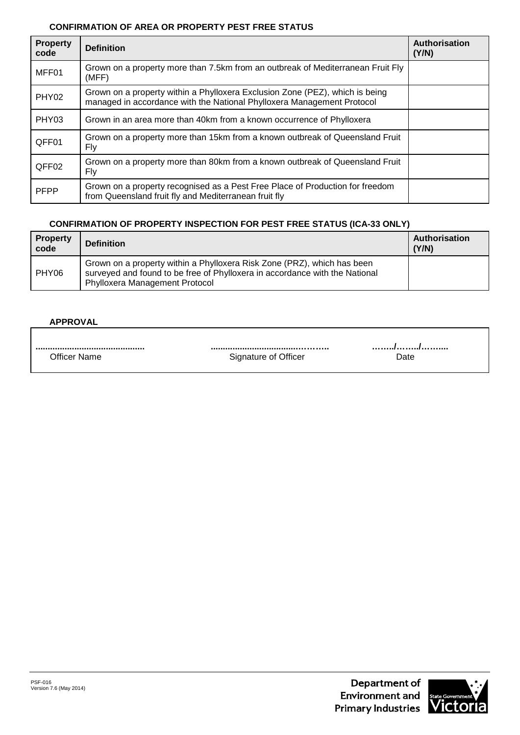### CONFIRMATION OF AREA OR PROPERTY PEST FREE STATUS

| Property code | Definition | Authorisation (Y/N) |
|---|---|---|
| MFF01 | Grown on a property more than 7.5km from an outbreak of Mediterranean Fruit Fly (MFF) | |
| PHY02 | Grown on a property within a Phylloxera Exclusion Zone (PEZ), which is being managed in accordance with the National Phylloxera Management Protocol | |
| PHY03 | Grown in an area more than 40km from a known occurrence of Phylloxera | |
| QFF01 | Grown on a property more than 15km from a known outbreak of Queensland Fruit Fly | |
| QFF02 | Grown on a property more than 80km from a known outbreak of Queensland Fruit Fly | |
| PFPP | Grown on a property recognised as a Pest Free Place of Production for freedom from Queensland fruit fly and Mediterranean fruit fly | |

### CONFIRMATION OF PROPERTY INSPECTION FOR PEST FREE STATUS (ICA-33 ONLY)

| Property code | Definition | Authorisation (Y/N) |
|---|---|---|
| PHY06 | Grown on a property within a Phylloxera Risk Zone (PRZ), which has been surveyed and found to be free of Phylloxera in accordance with the National Phylloxera Management Protocol | |

### APPROVAL

| | | |
|---|---|---|
| ............................................ | ............................................ | ......../......../......... |
| Officer Name | Signature of Officer | Date |

PSF-016
Version 7.6 (May 2014)

Department of Environment and Primary Industries